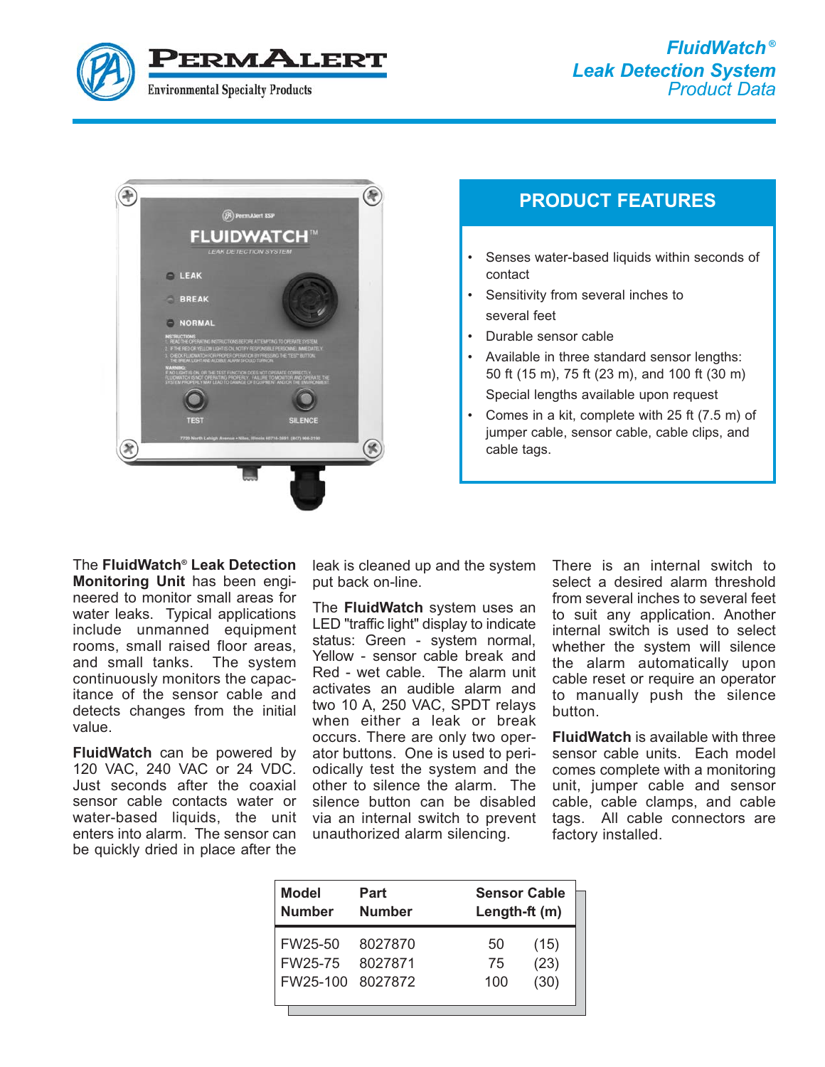# FluidWatch®

## Leak Detection System

*Product Data*

## PRODUCT FEATURES

- Senses water-based liquids within seconds of contact
- Sensitivity from several inches to several feet
- Durable sensor cable
- Available in three standard sensor lengths: 50 ft (15 m), 75 ft (23 m), and 100 ft (30 m) Special lengths available upon request
- Comes in a kit, complete with 25 ft (7.5 m) of jumper cable, sensor cable, cable clips, and cable tags.

The **FluidWatch® Leak Detection Monitoring Unit** has been engineered to monitor small areas for water leaks. Typical applications include unmanned equipment rooms, small raised floor areas, and small tanks. The system continuously monitors the capacitance of the sensor cable and detects changes from the initial value.

**FluidWatch** can be powered by 120 VAC, 240 VAC or 24 VDC. Just seconds after the coaxial sensor cable contacts water or water-based liquids, the unit enters into alarm. The sensor can be quickly dried in place after the leak is cleaned up and the system put back on-line.

The **FluidWatch** system uses an LED "traffic light" display to indicate status: Green - system normal, Yellow - sensor cable break and Red - wet cable. The alarm unit activates an audible alarm and two 10 A, 250 VAC, SPDT relays when either a leak or break occurs. There are only two operator buttons. One is used to periodically test the system and the other to silence the alarm. The silence button can be disabled via an internal switch to prevent unauthorized alarm silencing.

There is an internal switch to select a desired alarm threshold from several inches to several feet to suit any application. Another internal switch is used to select whether the system will silence the alarm automatically upon cable reset or require an operator to manually push the silence button.

**FluidWatch** is available with three sensor cable units. Each model comes complete with a monitoring unit, jumper cable and sensor cable, cable clamps, and cable tags. All cable connectors are factory installed.

| Model Number | Part Number | Sensor Cable Length-ft (m) |
|---|---|---|
| FW25-50 | 8027870 | 50 (15) |
| FW25-75 | 8027871 | 75 (23) |
| FW25-100 | 8027872 | 100 (30) |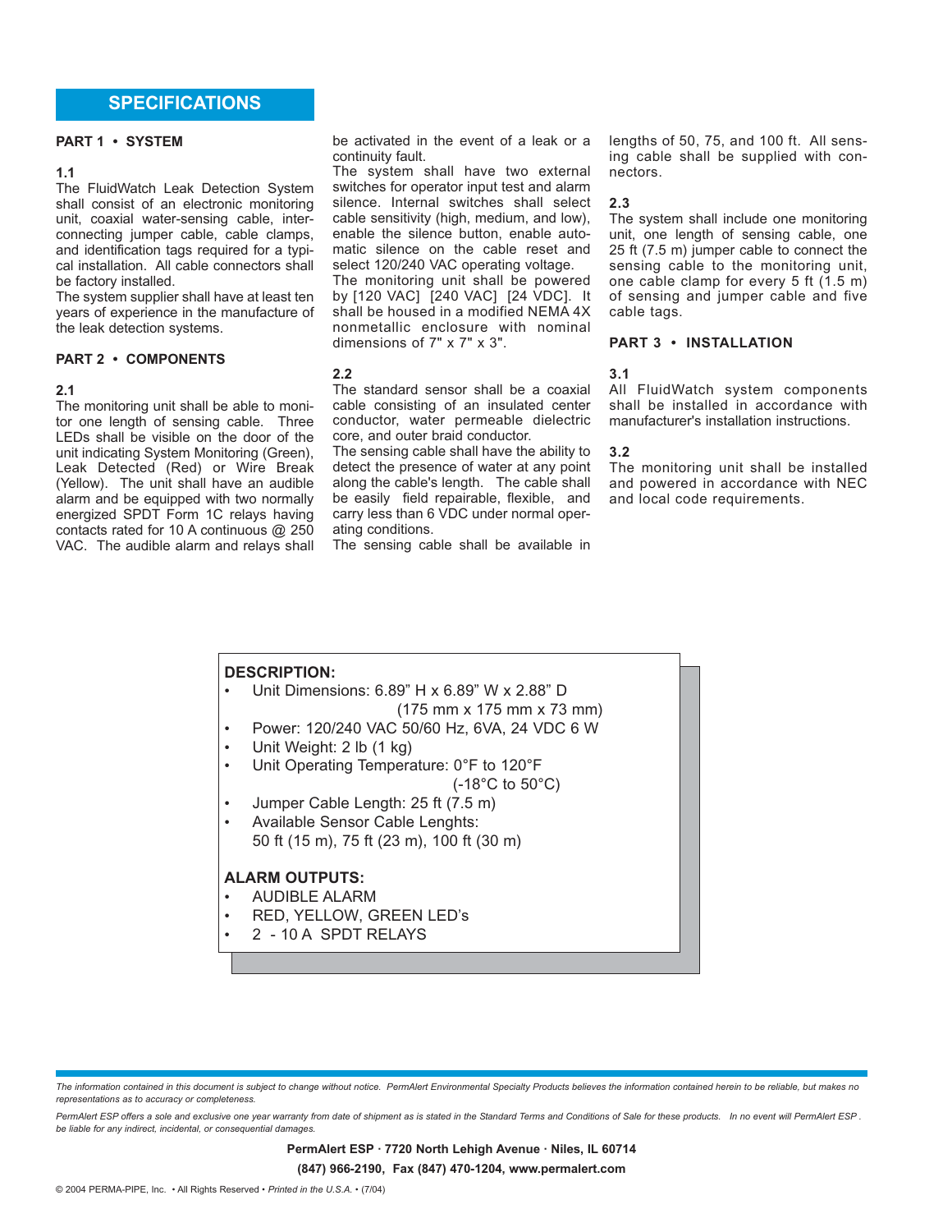## SPECIFICATIONS

### PART 1 • SYSTEM

**1.1**
The FluidWatch Leak Detection System shall consist of an electronic monitoring unit, coaxial water-sensing cable, interconnecting jumper cable, cable clamps, and identification tags required for a typical installation. All cable connectors shall be factory installed.
The system supplier shall have at least ten years of experience in the manufacture of the leak detection systems.

### PART 2 • COMPONENTS

**2.1**
The monitoring unit shall be able to monitor one length of sensing cable. Three LEDs shall be visible on the door of the unit indicating System Monitoring (Green), Leak Detected (Red) or Wire Break (Yellow). The unit shall have an audible alarm and be equipped with two normally energized SPDT Form 1C relays having contacts rated for 10 A continuous @ 250 VAC. The audible alarm and relays shall be activated in the event of a leak or a continuity fault.
The system shall have two external switches for operator input test and alarm silence. Internal switches shall select cable sensitivity (high, medium, and low), enable the silence button, enable automatic silence on the cable reset and select 120/240 VAC operating voltage.
The monitoring unit shall be powered by [120 VAC] [240 VAC] [24 VDC]. It shall be housed in a modified NEMA 4X nonmetallic enclosure with nominal dimensions of 7" x 7" x 3".

**2.2**
The standard sensor shall be a coaxial cable consisting of an insulated center conductor, water permeable dielectric core, and outer braid conductor.
The sensing cable shall have the ability to detect the presence of water at any point along the cable's length. The cable shall be easily field repairable, flexible, and carry less than 6 VDC under normal operating conditions.
The sensing cable shall be available in lengths of 50, 75, and 100 ft. All sensing cable shall be supplied with connectors.

**2.3**
The system shall include one monitoring unit, one length of sensing cable, one 25 ft (7.5 m) jumper cable to connect the sensing cable to the monitoring unit, one cable clamp for every 5 ft (1.5 m) of sensing and jumper cable and five cable tags.

### PART 3 • INSTALLATION

**3.1**
All FluidWatch system components shall be installed in accordance with manufacturer's installation instructions.

**3.2**
The monitoring unit shall be installed and powered in accordance with NEC and local code requirements.

**DESCRIPTION:**
- Unit Dimensions: 6.89” H x 6.89” W x 2.88” D (175 mm x 175 mm x 73 mm)
- Power: 120/240 VAC 50/60 Hz, 6VA, 24 VDC 6 W
- Unit Weight: 2 lb (1 kg)
- Unit Operating Temperature: 0°F to 120°F (-18°C to 50°C)
- Jumper Cable Length: 25 ft (7.5 m)
- Available Sensor Cable Lenghts: 50 ft (15 m), 75 ft (23 m), 100 ft (30 m)

**ALARM OUTPUTS:**
- AUDIBLE ALARM
- RED, YELLOW, GREEN LED’s
- 2 - 10 A SPDT RELAYS

*The information contained in this document is subject to change without notice. PermAlert Environmental Specialty Products believes the information contained herein to be reliable, but makes no representations as to accuracy or completeness.*

*PermAlert ESP offers a sole and exclusive one year warranty from date of shipment as is stated in the Standard Terms and Conditions of Sale for these products. In no event will PermAlert ESP. be liable for any indirect, incidental, or consequential damages.*

**PermAlert ESP · 7720 North Lehigh Avenue · Niles, IL 60714**
**(847) 966-2190, Fax (847) 470-1204, www.permalert.com**

© 2004 PERMA-PIPE, Inc. • All Rights Reserved • *Printed in the U.S.A.* • (7/04)